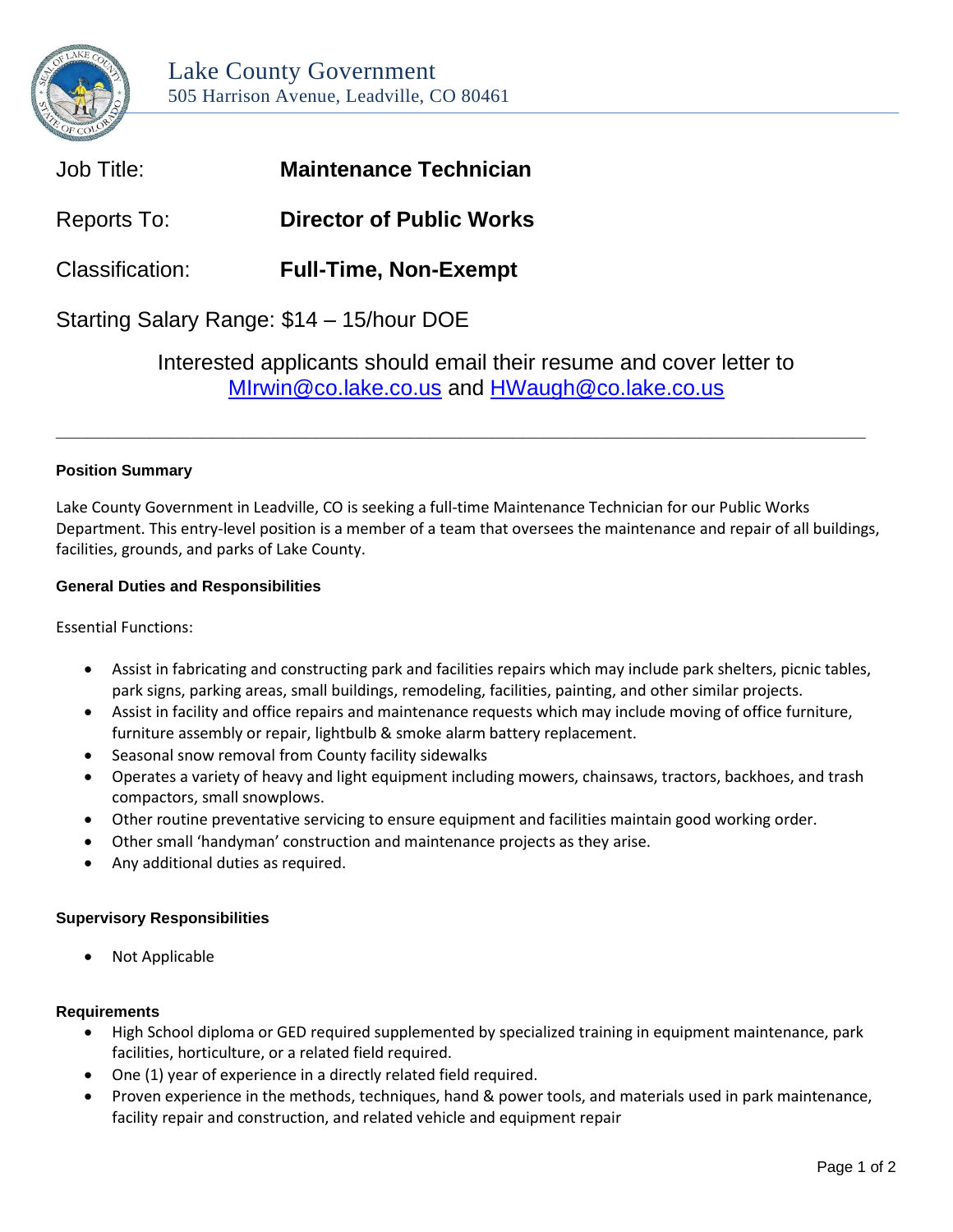Lake County Government
505 Harrison Avenue, Leadville, CO 80461

Job Title: **Maintenance Technician**

Reports To: **Director of Public Works**

Classification: **Full-Time, Non-Exempt**

Starting Salary Range: $14 – 15/hour DOE

Interested applicants should email their resume and cover letter to MIrwin@co.lake.co.us and HWaugh@co.lake.co.us

---

**Position Summary**

Lake County Government in Leadville, CO is seeking a full-time Maintenance Technician for our Public Works Department. This entry-level position is a member of a team that oversees the maintenance and repair of all buildings, facilities, grounds, and parks of Lake County.

**General Duties and Responsibilities**

Essential Functions:

- Assist in fabricating and constructing park and facilities repairs which may include park shelters, picnic tables, park signs, parking areas, small buildings, remodeling, facilities, painting, and other similar projects.
- Assist in facility and office repairs and maintenance requests which may include moving of office furniture, furniture assembly or repair, lightbulb & smoke alarm battery replacement.
- Seasonal snow removal from County facility sidewalks
- Operates a variety of heavy and light equipment including mowers, chainsaws, tractors, backhoes, and trash compactors, small snowplows.
- Other routine preventative servicing to ensure equipment and facilities maintain good working order.
- Other small 'handyman' construction and maintenance projects as they arise.
- Any additional duties as required.

**Supervisory Responsibilities**

- Not Applicable

**Requirements**

- High School diploma or GED required supplemented by specialized training in equipment maintenance, park facilities, horticulture, or a related field required.
- One (1) year of experience in a directly related field required.
- Proven experience in the methods, techniques, hand & power tools, and materials used in park maintenance, facility repair and construction, and related vehicle and equipment repair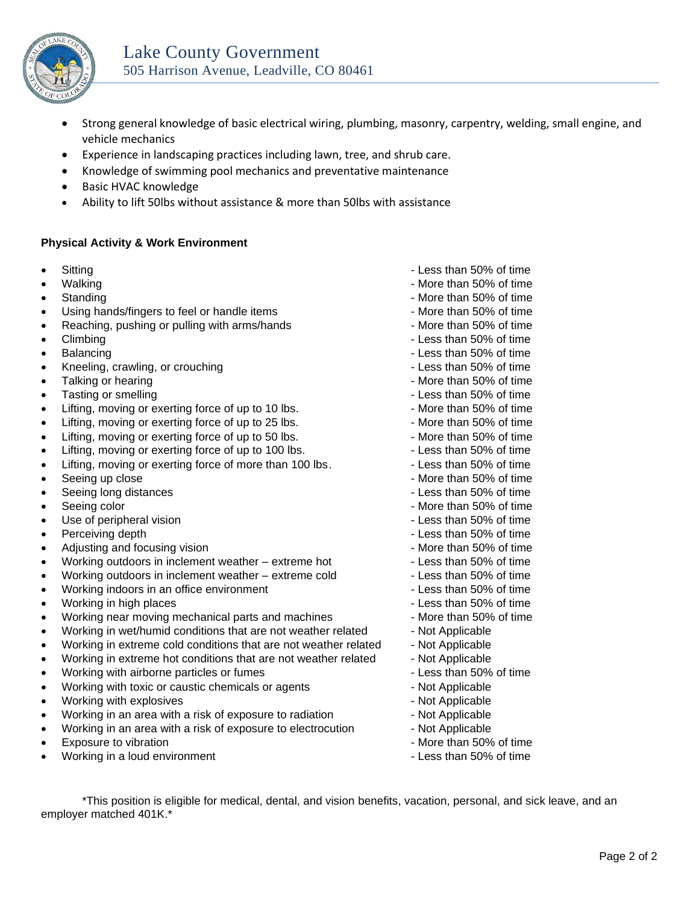- Strong general knowledge of basic electrical wiring, plumbing, masonry, carpentry, welding, small engine, and vehicle mechanics
- Experience in landscaping practices including lawn, tree, and shrub care.
- Knowledge of swimming pool mechanics and preventative maintenance
- Basic HVAC knowledge
- Ability to lift 50lbs without assistance & more than 50lbs with assistance

**Physical Activity & Work Environment**

- Sitting - Less than 50% of time
- Walking - More than 50% of time
- Standing - More than 50% of time
- Using hands/fingers to feel or handle items - More than 50% of time
- Reaching, pushing or pulling with arms/hands - More than 50% of time
- Climbing - Less than 50% of time
- Balancing - Less than 50% of time
- Kneeling, crawling, or crouching - Less than 50% of time
- Talking or hearing - More than 50% of time
- Tasting or smelling - Less than 50% of time
- Lifting, moving or exerting force of up to 10 lbs. - More than 50% of time
- Lifting, moving or exerting force of up to 25 lbs. - More than 50% of time
- Lifting, moving or exerting force of up to 50 lbs. - More than 50% of time
- Lifting, moving or exerting force of up to 100 lbs. - Less than 50% of time
- Lifting, moving or exerting force of more than 100 lbs. - Less than 50% of time
- Seeing up close - More than 50% of time
- Seeing long distances - Less than 50% of time
- Seeing color - More than 50% of time
- Use of peripheral vision - Less than 50% of time
- Perceiving depth - Less than 50% of time
- Adjusting and focusing vision - More than 50% of time
- Working outdoors in inclement weather – extreme hot - Less than 50% of time
- Working outdoors in inclement weather – extreme cold - Less than 50% of time
- Working indoors in an office environment - Less than 50% of time
- Working in high places - Less than 50% of time
- Working near moving mechanical parts and machines - More than 50% of time
- Working in wet/humid conditions that are not weather related - Not Applicable
- Working in extreme cold conditions that are not weather related - Not Applicable
- Working in extreme hot conditions that are not weather related - Not Applicable
- Working with airborne particles or fumes - Less than 50% of time
- Working with toxic or caustic chemicals or agents - Not Applicable
- Working with explosives - Not Applicable
- Working in an area with a risk of exposure to radiation - Not Applicable
- Working in an area with a risk of exposure to electrocution - Not Applicable
- Exposure to vibration - More than 50% of time
- Working in a loud environment - Less than 50% of time

*This position is eligible for medical, dental, and vision benefits, vacation, personal, and sick leave, and an employer matched 401K.*